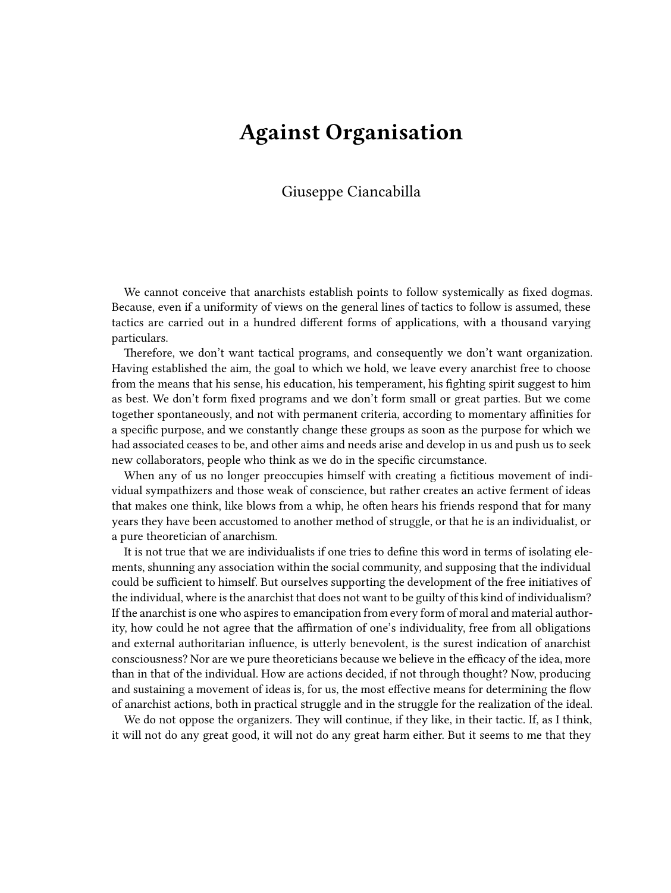# Against Organisation

Giuseppe Ciancabilla

We cannot conceive that anarchists establish points to follow systemically as fixed dogmas. Because, even if a uniformity of views on the general lines of tactics to follow is assumed, these tactics are carried out in a hundred different forms of applications, with a thousand varying particulars.

Therefore, we don't want tactical programs, and consequently we don't want organization. Having established the aim, the goal to which we hold, we leave every anarchist free to choose from the means that his sense, his education, his temperament, his fighting spirit suggest to him as best. We don't form fixed programs and we don't form small or great parties. But we come together spontaneously, and not with permanent criteria, according to momentary affinities for a specific purpose, and we constantly change these groups as soon as the purpose for which we had associated ceases to be, and other aims and needs arise and develop in us and push us to seek new collaborators, people who think as we do in the specific circumstance.

When any of us no longer preoccupies himself with creating a fictitious movement of individual sympathizers and those weak of conscience, but rather creates an active ferment of ideas that makes one think, like blows from a whip, he often hears his friends respond that for many years they have been accustomed to another method of struggle, or that he is an individualist, or a pure theoretician of anarchism.

It is not true that we are individualists if one tries to define this word in terms of isolating elements, shunning any association within the social community, and supposing that the individual could be sufficient to himself. But ourselves supporting the development of the free initiatives of the individual, where is the anarchist that does not want to be guilty of this kind of individualism? If the anarchist is one who aspires to emancipation from every form of moral and material authority, how could he not agree that the affirmation of one's individuality, free from all obligations and external authoritarian influence, is utterly benevolent, is the surest indication of anarchist consciousness? Nor are we pure theoreticians because we believe in the efficacy of the idea, more than in that of the individual. How are actions decided, if not through thought? Now, producing and sustaining a movement of ideas is, for us, the most effective means for determining the flow of anarchist actions, both in practical struggle and in the struggle for the realization of the ideal.

We do not oppose the organizers. They will continue, if they like, in their tactic. If, as I think, it will not do any great good, it will not do any great harm either. But it seems to me that they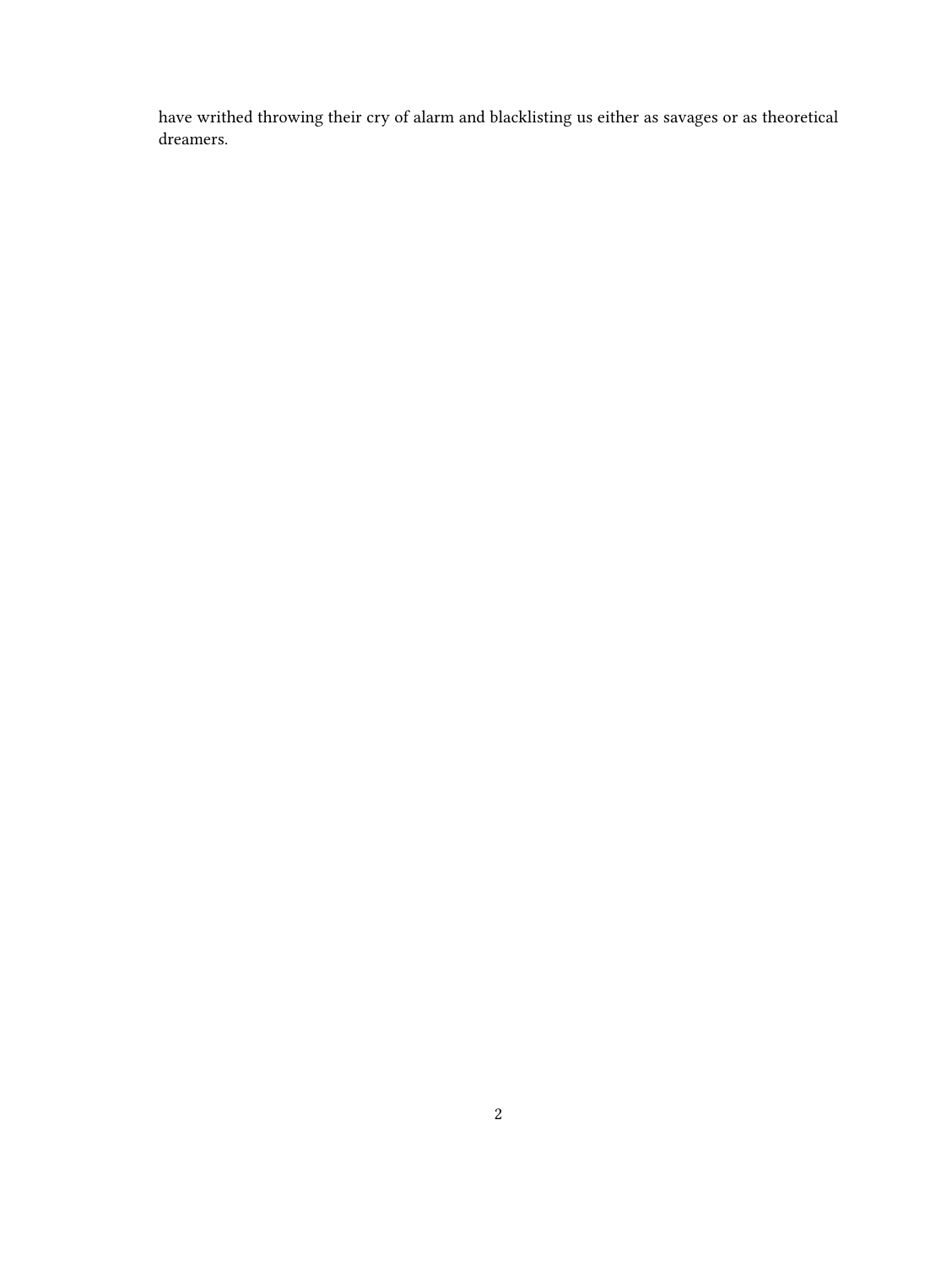have writhed throwing their cry of alarm and blacklisting us either as savages or as theoretical dreamers.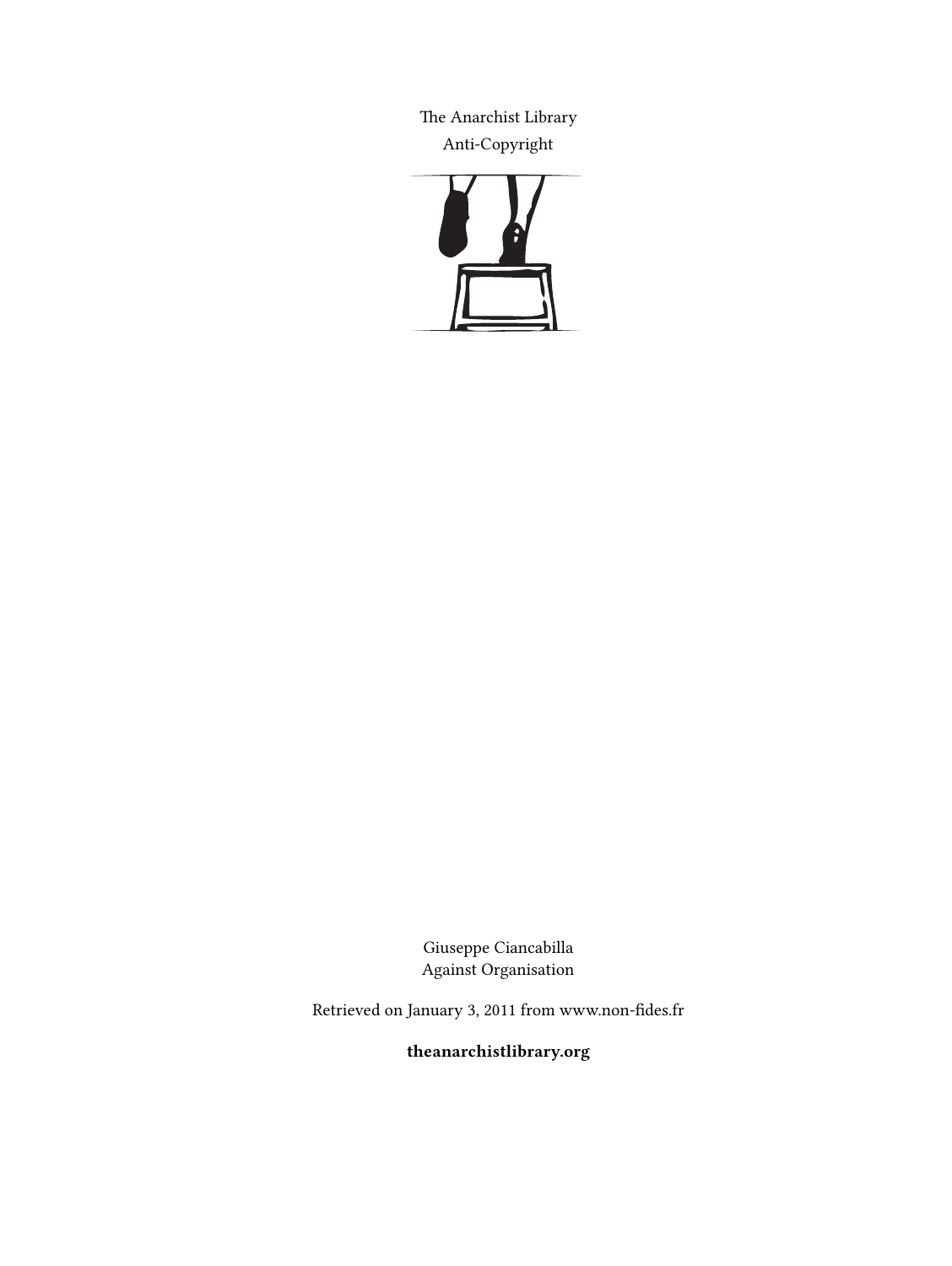The Anarchist Library
Anti-Copyright

Giuseppe Ciancabilla
Against Organisation

Retrieved on January 3, 2011 from www.non-fides.fr

**theanarchistlibrary.org**